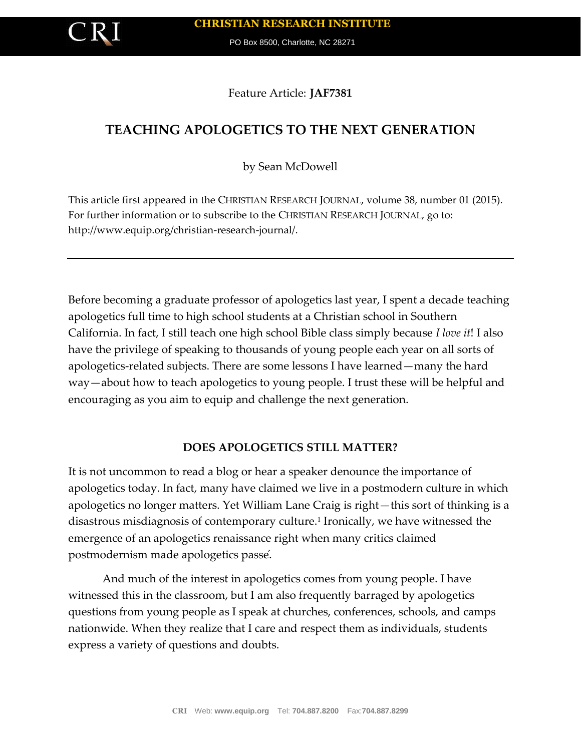Feature Article: **JAF7381**

# TEACHING APOLOGETICS TO THE NEXT GENERATION

by Sean McDowell

This article first appeared in the CHRISTIAN RESEARCH JOURNAL, volume 38, number 01 (2015). For further information or to subscribe to the CHRISTIAN RESEARCH JOURNAL, go to: http://www.equip.org/christian-research-journal/.

---

Before becoming a graduate professor of apologetics last year, I spent a decade teaching apologetics full time to high school students at a Christian school in Southern California. In fact, I still teach one high school Bible class simply because *I love it*! I also have the privilege of speaking to thousands of young people each year on all sorts of apologetics-related subjects. There are some lessons I have learned—many the hard way—about how to teach apologetics to young people. I trust these will be helpful and encouraging as you aim to equip and challenge the next generation.

## DOES APOLOGETICS STILL MATTER?

It is not uncommon to read a blog or hear a speaker denounce the importance of apologetics today. In fact, many have claimed we live in a postmodern culture in which apologetics no longer matters. Yet William Lane Craig is right—this sort of thinking is a disastrous misdiagnosis of contemporary culture.[1] Ironically, we have witnessed the emergence of an apologetics renaissance right when many critics claimed postmodernism made apologetics passé.

And much of the interest in apologetics comes from young people. I have witnessed this in the classroom, but I am also frequently barraged by apologetics questions from young people as I speak at churches, conferences, schools, and camps nationwide. When they realize that I care and respect them as individuals, students express a variety of questions and doubts.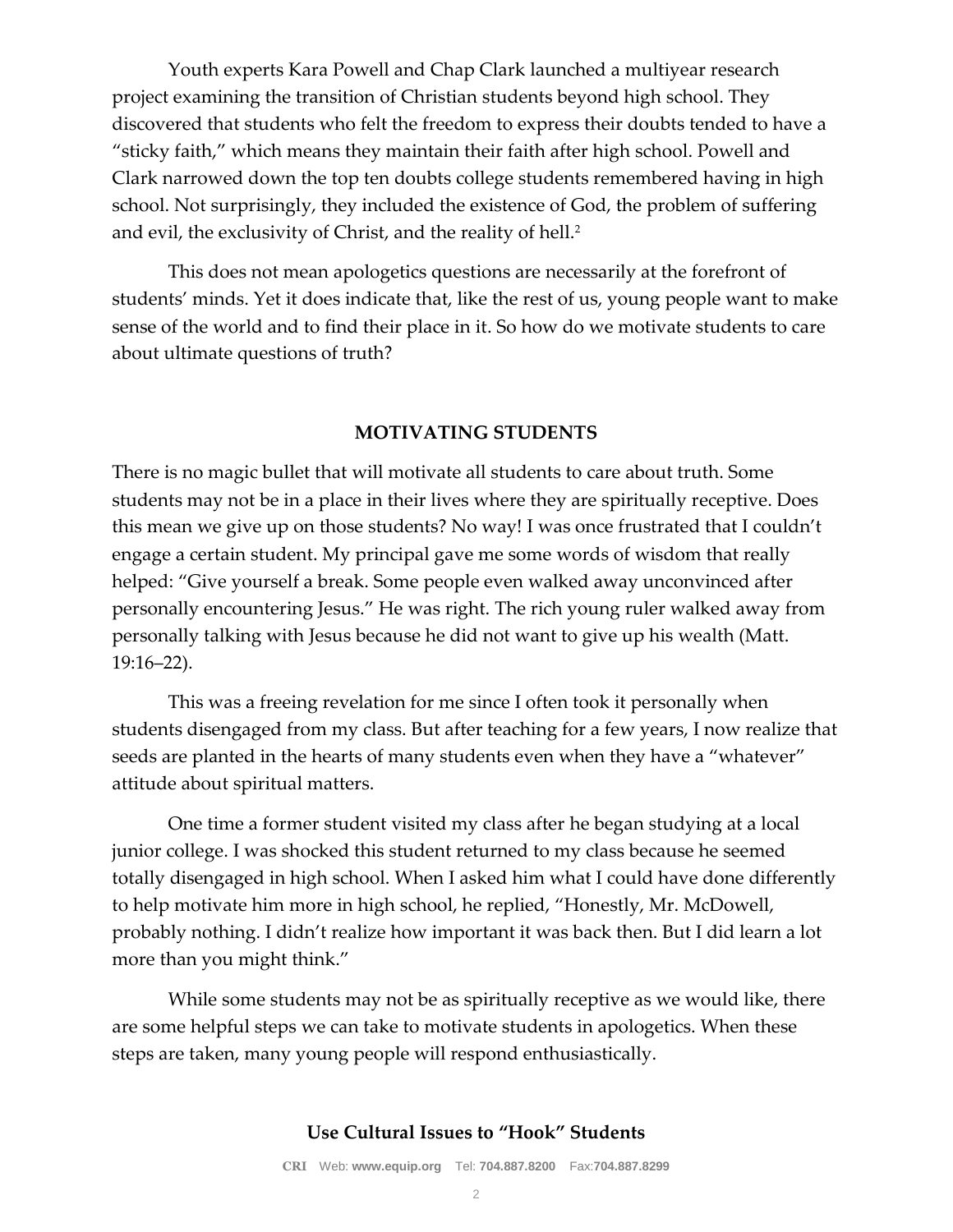Youth experts Kara Powell and Chap Clark launched a multiyear research project examining the transition of Christian students beyond high school. They discovered that students who felt the freedom to express their doubts tended to have a "sticky faith," which means they maintain their faith after high school. Powell and Clark narrowed down the top ten doubts college students remembered having in high school. Not surprisingly, they included the existence of God, the problem of suffering and evil, the exclusivity of Christ, and the reality of hell.[2]

This does not mean apologetics questions are necessarily at the forefront of students' minds. Yet it does indicate that, like the rest of us, young people want to make sense of the world and to find their place in it. So how do we motivate students to care about ultimate questions of truth?

## MOTIVATING STUDENTS

There is no magic bullet that will motivate all students to care about truth. Some students may not be in a place in their lives where they are spiritually receptive. Does this mean we give up on those students? No way! I was once frustrated that I couldn't engage a certain student. My principal gave me some words of wisdom that really helped: "Give yourself a break. Some people even walked away unconvinced after personally encountering Jesus." He was right. The rich young ruler walked away from personally talking with Jesus because he did not want to give up his wealth (Matt. 19:16–22).

This was a freeing revelation for me since I often took it personally when students disengaged from my class. But after teaching for a few years, I now realize that seeds are planted in the hearts of many students even when they have a "whatever" attitude about spiritual matters.

One time a former student visited my class after he began studying at a local junior college. I was shocked this student returned to my class because he seemed totally disengaged in high school. When I asked him what I could have done differently to help motivate him more in high school, he replied, "Honestly, Mr. McDowell, probably nothing. I didn't realize how important it was back then. But I did learn a lot more than you might think."

While some students may not be as spiritually receptive as we would like, there are some helpful steps we can take to motivate students in apologetics. When these steps are taken, many young people will respond enthusiastically.

### Use Cultural Issues to "Hook" Students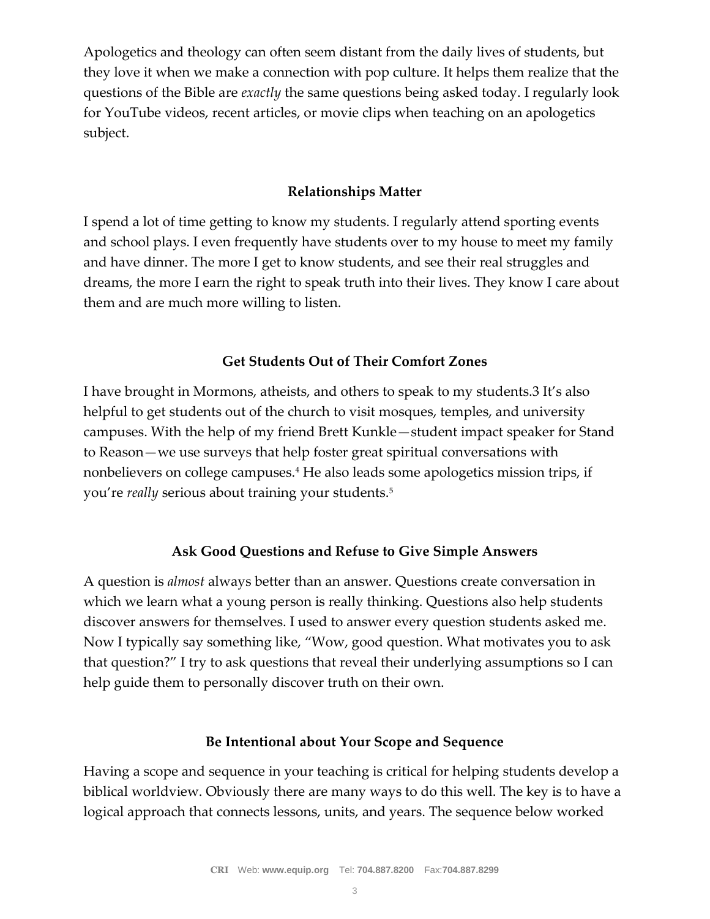Apologetics and theology can often seem distant from the daily lives of students, but they love it when we make a connection with pop culture. It helps them realize that the questions of the Bible are *exactly* the same questions being asked today. I regularly look for YouTube videos, recent articles, or movie clips when teaching on an apologetics subject.

### Relationships Matter

I spend a lot of time getting to know my students. I regularly attend sporting events and school plays. I even frequently have students over to my house to meet my family and have dinner. The more I get to know students, and see their real struggles and dreams, the more I earn the right to speak truth into their lives. They know I care about them and are much more willing to listen.

### Get Students Out of Their Comfort Zones

I have brought in Mormons, atheists, and others to speak to my students.3 It's also helpful to get students out of the church to visit mosques, temples, and university campuses. With the help of my friend Brett Kunkle—student impact speaker for Stand to Reason—we use surveys that help foster great spiritual conversations with nonbelievers on college campuses.[4] He also leads some apologetics mission trips, if you're *really* serious about training your students.[5]

### Ask Good Questions and Refuse to Give Simple Answers

A question is *almost* always better than an answer. Questions create conversation in which we learn what a young person is really thinking. Questions also help students discover answers for themselves. I used to answer every question students asked me. Now I typically say something like, "Wow, good question. What motivates you to ask that question?" I try to ask questions that reveal their underlying assumptions so I can help guide them to personally discover truth on their own.

### Be Intentional about Your Scope and Sequence

Having a scope and sequence in your teaching is critical for helping students develop a biblical worldview. Obviously there are many ways to do this well. The key is to have a logical approach that connects lessons, units, and years. The sequence below worked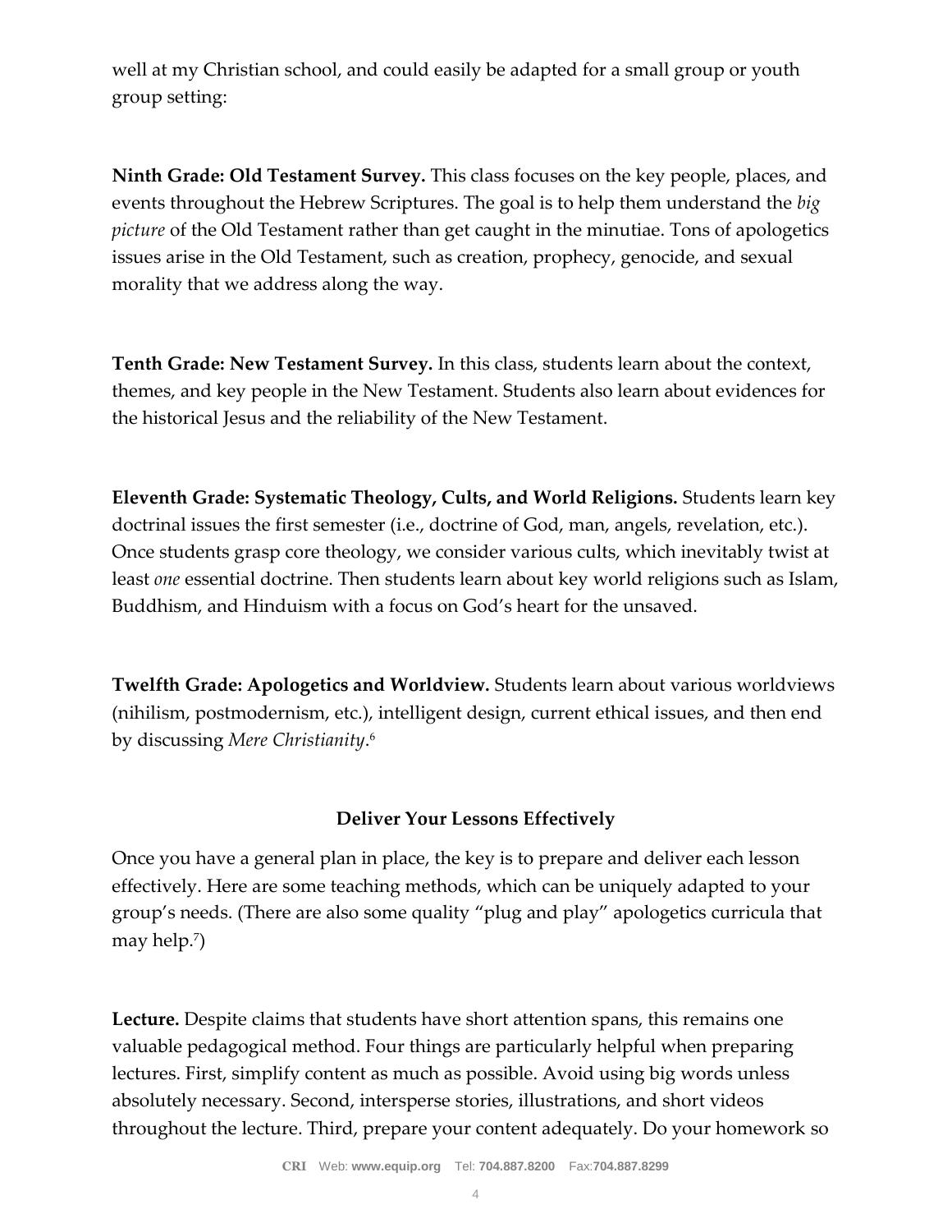well at my Christian school, and could easily be adapted for a small group or youth group setting:

**Ninth Grade: Old Testament Survey.** This class focuses on the key people, places, and events throughout the Hebrew Scriptures. The goal is to help them understand the *big picture* of the Old Testament rather than get caught in the minutiae. Tons of apologetics issues arise in the Old Testament, such as creation, prophecy, genocide, and sexual morality that we address along the way.

**Tenth Grade: New Testament Survey.** In this class, students learn about the context, themes, and key people in the New Testament. Students also learn about evidences for the historical Jesus and the reliability of the New Testament.

**Eleventh Grade: Systematic Theology, Cults, and World Religions.** Students learn key doctrinal issues the first semester (i.e., doctrine of God, man, angels, revelation, etc.). Once students grasp core theology, we consider various cults, which inevitably twist at least *one* essential doctrine. Then students learn about key world religions such as Islam, Buddhism, and Hinduism with a focus on God's heart for the unsaved.

**Twelfth Grade: Apologetics and Worldview.** Students learn about various worldviews (nihilism, postmodernism, etc.), intelligent design, current ethical issues, and then end by discussing *Mere Christianity*.[6]

### Deliver Your Lessons Effectively

Once you have a general plan in place, the key is to prepare and deliver each lesson effectively. Here are some teaching methods, which can be uniquely adapted to your group's needs. (There are also some quality "plug and play" apologetics curricula that may help.[7])

**Lecture.** Despite claims that students have short attention spans, this remains one valuable pedagogical method. Four things are particularly helpful when preparing lectures. First, simplify content as much as possible. Avoid using big words unless absolutely necessary. Second, intersperse stories, illustrations, and short videos throughout the lecture. Third, prepare your content adequately. Do your homework so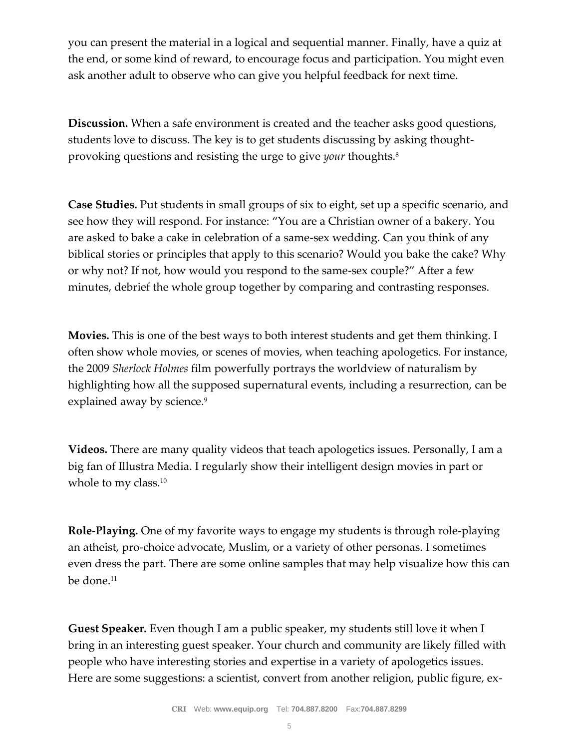you can present the material in a logical and sequential manner. Finally, have a quiz at the end, or some kind of reward, to encourage focus and participation. You might even ask another adult to observe who can give you helpful feedback for next time.

**Discussion.** When a safe environment is created and the teacher asks good questions, students love to discuss. The key is to get students discussing by asking thought-provoking questions and resisting the urge to give *your* thoughts.[8]

**Case Studies.** Put students in small groups of six to eight, set up a specific scenario, and see how they will respond. For instance: "You are a Christian owner of a bakery. You are asked to bake a cake in celebration of a same-sex wedding. Can you think of any biblical stories or principles that apply to this scenario? Would you bake the cake? Why or why not? If not, how would you respond to the same-sex couple?" After a few minutes, debrief the whole group together by comparing and contrasting responses.

**Movies.** This is one of the best ways to both interest students and get them thinking. I often show whole movies, or scenes of movies, when teaching apologetics. For instance, the 2009 *Sherlock Holmes* film powerfully portrays the worldview of naturalism by highlighting how all the supposed supernatural events, including a resurrection, can be explained away by science.[9]

**Videos.** There are many quality videos that teach apologetics issues. Personally, I am a big fan of Illustra Media. I regularly show their intelligent design movies in part or whole to my class.[10]

**Role-Playing.** One of my favorite ways to engage my students is through role-playing an atheist, pro-choice advocate, Muslim, or a variety of other personas. I sometimes even dress the part. There are some online samples that may help visualize how this can be done.[11]

**Guest Speaker.** Even though I am a public speaker, my students still love it when I bring in an interesting guest speaker. Your church and community are likely filled with people who have interesting stories and expertise in a variety of apologetics issues. Here are some suggestions: a scientist, convert from another religion, public figure, ex-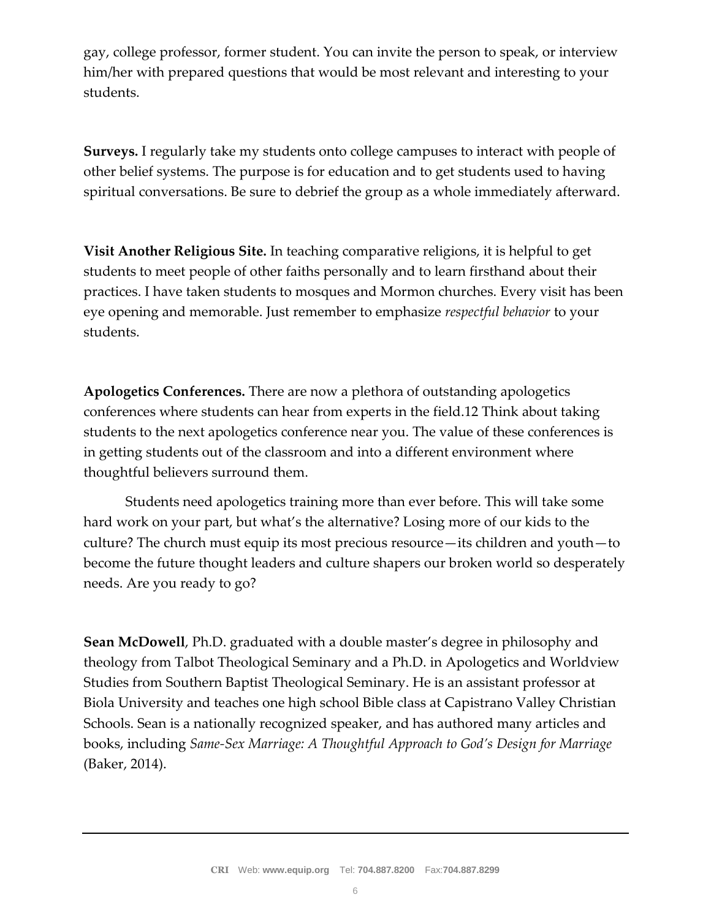gay, college professor, former student. You can invite the person to speak, or interview him/her with prepared questions that would be most relevant and interesting to your students.

**Surveys.** I regularly take my students onto college campuses to interact with people of other belief systems. The purpose is for education and to get students used to having spiritual conversations. Be sure to debrief the group as a whole immediately afterward.

**Visit Another Religious Site.** In teaching comparative religions, it is helpful to get students to meet people of other faiths personally and to learn firsthand about their practices. I have taken students to mosques and Mormon churches. Every visit has been eye opening and memorable. Just remember to emphasize *respectful behavior* to your students.

**Apologetics Conferences.** There are now a plethora of outstanding apologetics conferences where students can hear from experts in the field.12 Think about taking students to the next apologetics conference near you. The value of these conferences is in getting students out of the classroom and into a different environment where thoughtful believers surround them.

Students need apologetics training more than ever before. This will take some hard work on your part, but what's the alternative? Losing more of our kids to the culture? The church must equip its most precious resource—its children and youth—to become the future thought leaders and culture shapers our broken world so desperately needs. Are you ready to go?

**Sean McDowell**, Ph.D. graduated with a double master's degree in philosophy and theology from Talbot Theological Seminary and a Ph.D. in Apologetics and Worldview Studies from Southern Baptist Theological Seminary. He is an assistant professor at Biola University and teaches one high school Bible class at Capistrano Valley Christian Schools. Sean is a nationally recognized speaker, and has authored many articles and books, including *Same-Sex Marriage: A Thoughtful Approach to God's Design for Marriage* (Baker, 2014).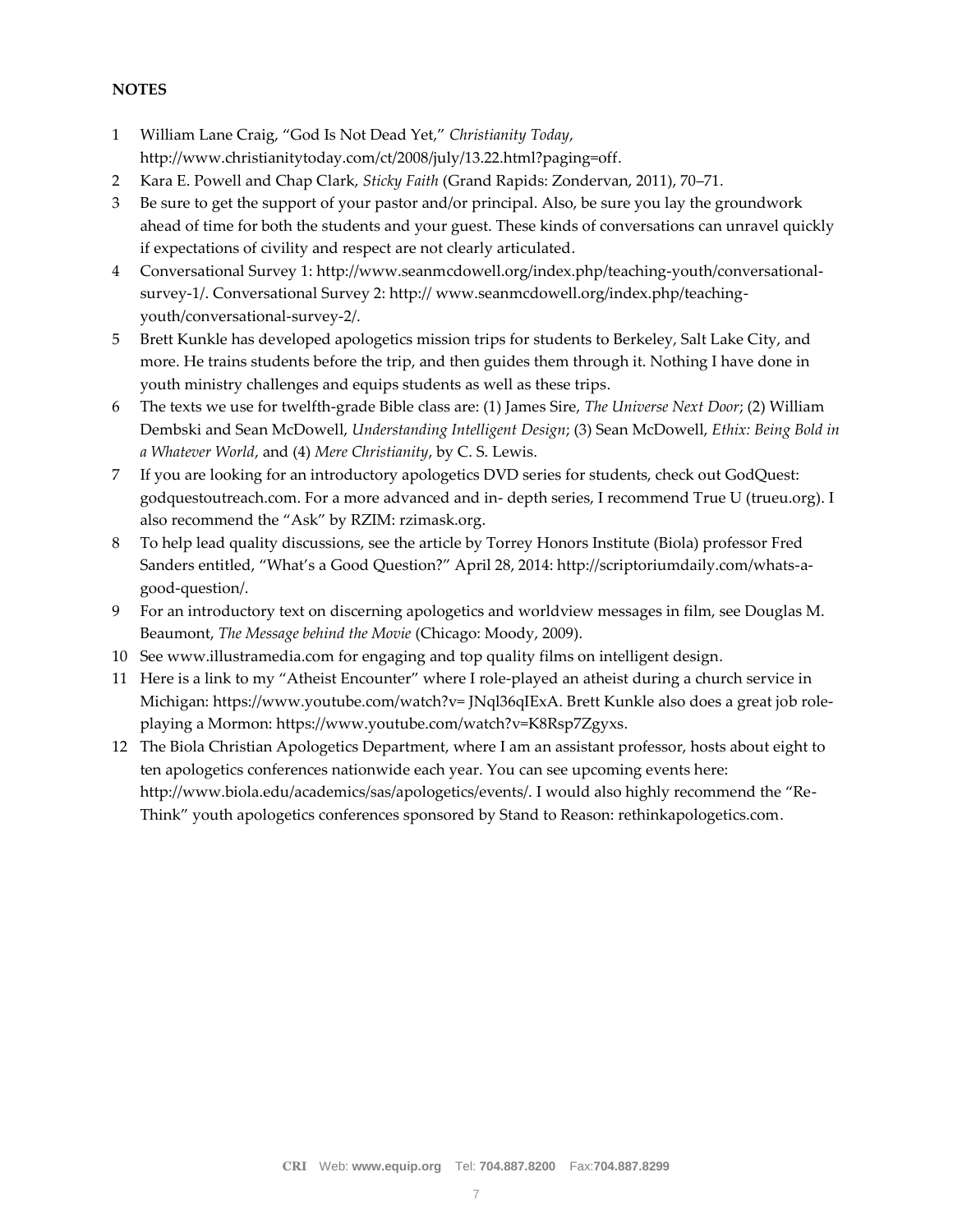**NOTES**

1. William Lane Craig, "God Is Not Dead Yet," *Christianity Today*, http://www.christianitytoday.com/ct/2008/july/13.22.html?paging=off.
2. Kara E. Powell and Chap Clark, *Sticky Faith* (Grand Rapids: Zondervan, 2011), 70–71.
3. Be sure to get the support of your pastor and/or principal. Also, be sure you lay the groundwork ahead of time for both the students and your guest. These kinds of conversations can unravel quickly if expectations of civility and respect are not clearly articulated.
4. Conversational Survey 1: http://www.seanmcdowell.org/index.php/teaching-youth/conversational-survey-1/. Conversational Survey 2: http:// www.seanmcdowell.org/index.php/teaching-youth/conversational-survey-2/.
5. Brett Kunkle has developed apologetics mission trips for students to Berkeley, Salt Lake City, and more. He trains students before the trip, and then guides them through it. Nothing I have done in youth ministry challenges and equips students as well as these trips.
6. The texts we use for twelfth-grade Bible class are: (1) James Sire, *The Universe Next Door*; (2) William Dembski and Sean McDowell, *Understanding Intelligent Design*; (3) Sean McDowell, *Ethix: Being Bold in a Whatever World*, and (4) *Mere Christianity*, by C. S. Lewis.
7. If you are looking for an introductory apologetics DVD series for students, check out GodQuest: godquestoutreach.com. For a more advanced and in- depth series, I recommend True U (trueu.org). I also recommend the "Ask" by RZIM: rzimask.org.
8. To help lead quality discussions, see the article by Torrey Honors Institute (Biola) professor Fred Sanders entitled, "What's a Good Question?" April 28, 2014: http://scriptoriumdaily.com/whats-a-good-question/.
9. For an introductory text on discerning apologetics and worldview messages in film, see Douglas M. Beaumont, *The Message behind the Movie* (Chicago: Moody, 2009).
10. See www.illustramedia.com for engaging and top quality films on intelligent design.
11. Here is a link to my "Atheist Encounter" where I role-played an atheist during a church service in Michigan: https://www.youtube.com/watch?v= JNql36qIExA. Brett Kunkle also does a great job role-playing a Mormon: https://www.youtube.com/watch?v=K8Rsp7Zgyxs.
12. The Biola Christian Apologetics Department, where I am an assistant professor, hosts about eight to ten apologetics conferences nationwide each year. You can see upcoming events here: http://www.biola.edu/academics/sas/apologetics/events/. I would also highly recommend the "Re-Think" youth apologetics conferences sponsored by Stand to Reason: rethinkapologetics.com.